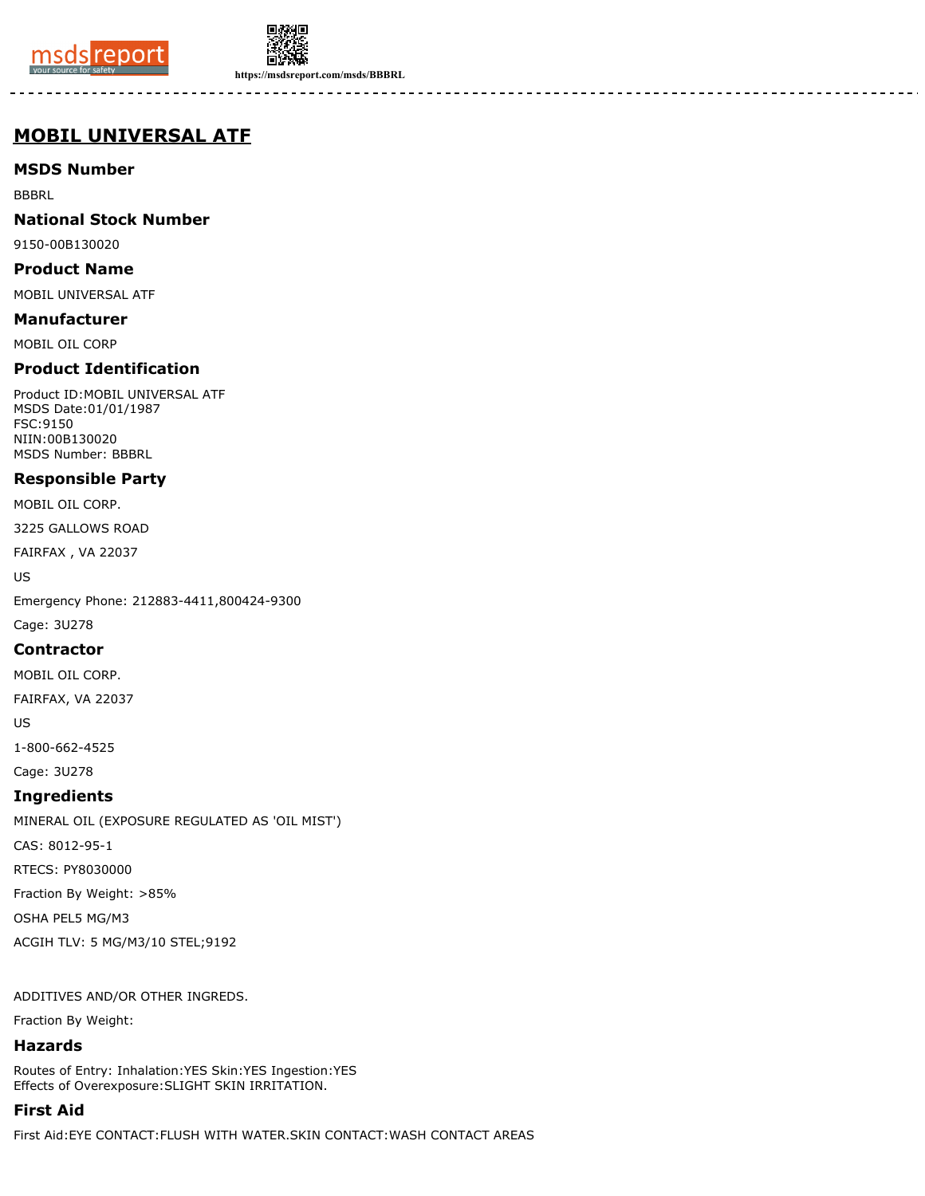# MOBIL UNIVERSAL ATF

## MSDS Number

BBBRL

## National Stock Number

9150-00B130020

## Product Name

MOBIL UNIVERSAL ATF

## Manufacturer

MOBIL OIL CORP

## Product Identification

Product ID:MOBIL UNIVERSAL ATF
MSDS Date:01/01/1987
FSC:9150
NIIN:00B130020
MSDS Number: BBBRL

## Responsible Party

MOBIL OIL CORP.

3225 GALLOWS ROAD

FAIRFAX , VA 22037

US

Emergency Phone: 212883-4411,800424-9300

Cage: 3U278

## Contractor

MOBIL OIL CORP.

FAIRFAX, VA 22037

US

1-800-662-4525

Cage: 3U278

## Ingredients

MINERAL OIL (EXPOSURE REGULATED AS 'OIL MIST')

CAS: 8012-95-1

RTECS: PY8030000

Fraction By Weight: >85%

OSHA PEL5 MG/M3

ACGIH TLV: 5 MG/M3/10 STEL;9192

ADDITIVES AND/OR OTHER INGREDS.

Fraction By Weight:

## Hazards

Routes of Entry: Inhalation:YES Skin:YES Ingestion:YES
Effects of Overexposure:SLIGHT SKIN IRRITATION.

## First Aid

First Aid:EYE CONTACT:FLUSH WITH WATER.SKIN CONTACT:WASH CONTACT AREAS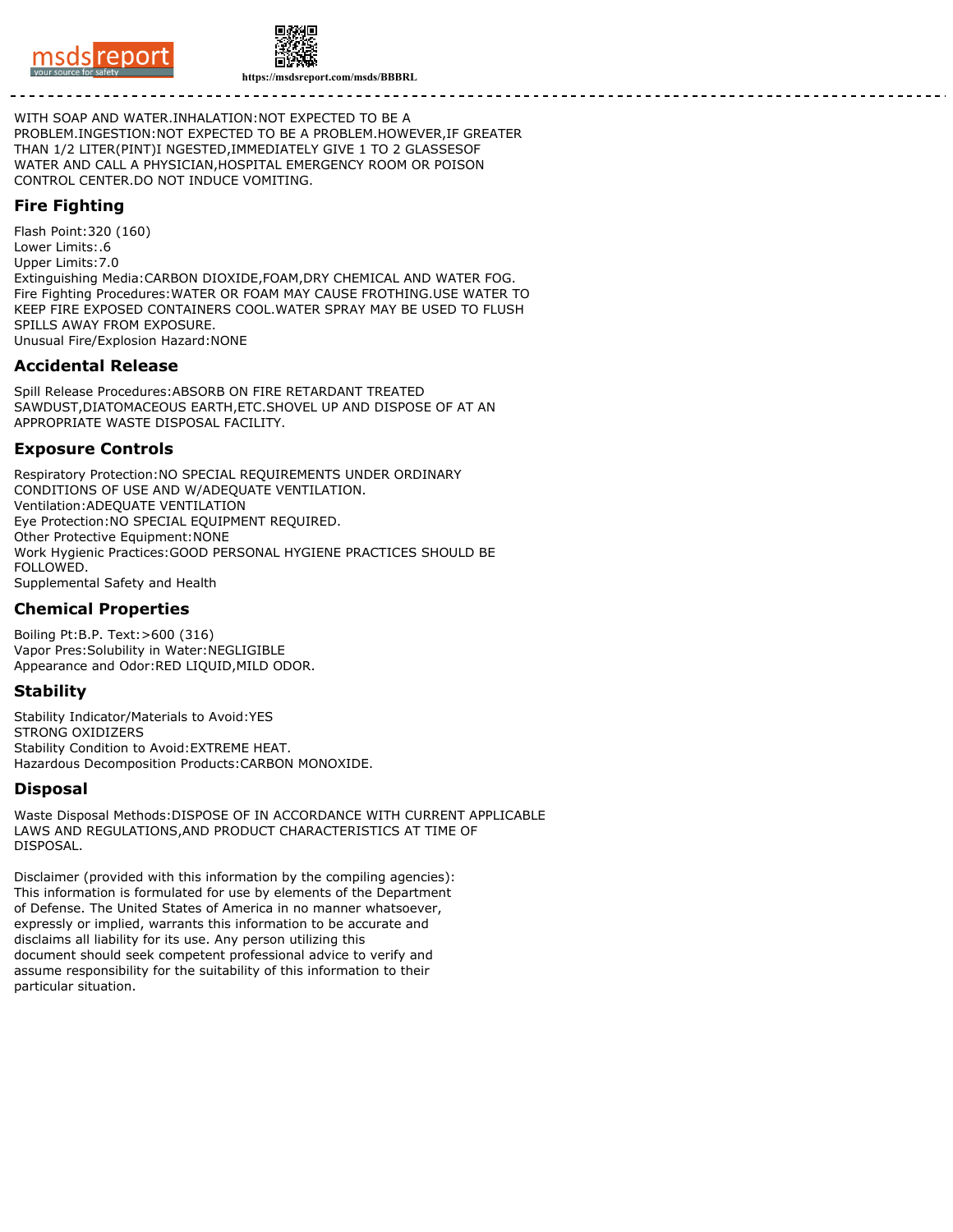WITH SOAP AND WATER.INHALATION:NOT EXPECTED TO BE A PROBLEM.INGESTION:NOT EXPECTED TO BE A PROBLEM.HOWEVER,IF GREATER THAN 1/2 LITER(PINT)I NGESTED,IMMEDIATELY GIVE 1 TO 2 GLASSESOF WATER AND CALL A PHYSICIAN,HOSPITAL EMERGENCY ROOM OR POISON CONTROL CENTER.DO NOT INDUCE VOMITING.

## Fire Fighting

Flash Point:320 (160)
Lower Limits:.6
Upper Limits:7.0
Extinguishing Media:CARBON DIOXIDE,FOAM,DRY CHEMICAL AND WATER FOG.
Fire Fighting Procedures:WATER OR FOAM MAY CAUSE FROTHING.USE WATER TO KEEP FIRE EXPOSED CONTAINERS COOL.WATER SPRAY MAY BE USED TO FLUSH SPILLS AWAY FROM EXPOSURE.
Unusual Fire/Explosion Hazard:NONE

## Accidental Release

Spill Release Procedures:ABSORB ON FIRE RETARDANT TREATED SAWDUST,DIATOMACEOUS EARTH,ETC.SHOVEL UP AND DISPOSE OF AT AN APPROPRIATE WASTE DISPOSAL FACILITY.

## Exposure Controls

Respiratory Protection:NO SPECIAL REQUIREMENTS UNDER ORDINARY CONDITIONS OF USE AND W/ADEQUATE VENTILATION.
Ventilation:ADEQUATE VENTILATION
Eye Protection:NO SPECIAL EQUIPMENT REQUIRED.
Other Protective Equipment:NONE
Work Hygienic Practices:GOOD PERSONAL HYGIENE PRACTICES SHOULD BE FOLLOWED.
Supplemental Safety and Health

## Chemical Properties

Boiling Pt:B.P. Text:>600 (316)
Vapor Pres:Solubility in Water:NEGLIGIBLE
Appearance and Odor:RED LIQUID,MILD ODOR.

## Stability

Stability Indicator/Materials to Avoid:YES
STRONG OXIDIZERS
Stability Condition to Avoid:EXTREME HEAT.
Hazardous Decomposition Products:CARBON MONOXIDE.

## Disposal

Waste Disposal Methods:DISPOSE OF IN ACCORDANCE WITH CURRENT APPLICABLE LAWS AND REGULATIONS,AND PRODUCT CHARACTERISTICS AT TIME OF DISPOSAL.

Disclaimer (provided with this information by the compiling agencies): This information is formulated for use by elements of the Department of Defense. The United States of America in no manner whatsoever, expressly or implied, warrants this information to be accurate and disclaims all liability for its use. Any person utilizing this document should seek competent professional advice to verify and assume responsibility for the suitability of this information to their particular situation.